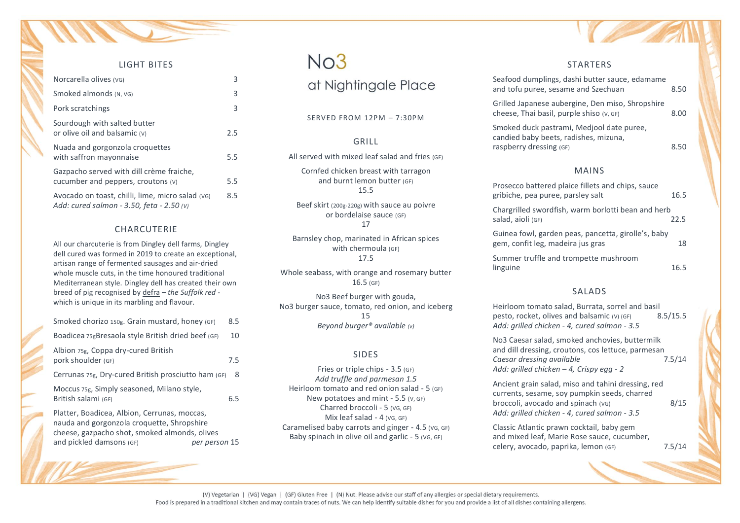# No3 at Nightingale Place

SERVED FROM 12PM – 7:30PM

## LIGHT BITES

| Item | Price |
|---|---|
| Norcarella olives (VG) | 3 |
| Smoked almonds (N, VG) | 3 |
| Pork scratchings | 3 |
| Sourdough with salted butter or olive oil and balsamic (V) | 2.5 |
| Nuada and gorgonzola croquettes with saffron mayonnaise | 5.5 |
| Gazpacho served with dill crème fraiche, cucumber and peppers, croutons (V) | 5.5 |
| Avocado on toast, chilli, lime, micro salad (VG) *Add: cured salmon - 3.50, feta - 2.50 (V)* | 8.5 |

## CHARCUTERIE

All our charcuterie is from Dingley dell farms, Dingley dell cured was formed in 2019 to create an exceptional, artisan range of fermented sausages and air-dried whole muscle cuts, in the time honoured traditional Mediterranean style. Dingley dell has created their own breed of pig recognised by defra – *the Suffolk red* - which is unique in its marbling and flavour.

| Item | Price |
|---|---|
| Smoked chorizo 150g. Grain mustard, honey (GF) | 8.5 |
| Boadicea 75gBresaola style British dried beef (GF) | 10 |
| Albion 75g, Coppa dry-cured British pork shoulder (GF) | 7.5 |
| Cerrunas 75g, Dry-cured British prosciutto ham (GF) | 8 |
| Moccus 75g, Simply seasoned, Milano style, British salami (GF) | 6.5 |
| Platter, Boadicea, Albion, Cerrunas, moccas, nauda and gorgonzola croquette, Shropshire cheese, gazpacho shot, smoked almonds, olives and pickled damsons (GF) | *per person* 15 |

## GRILL

All served with mixed leaf salad and fries (GF)

Cornfed chicken breast with tarragon and burnt lemon butter (GF)
15.5

Beef skirt (200g-220g) with sauce au poivre or bordelaise sauce (GF)
17

Barnsley chop, marinated in African spices with chermoula (GF)
17.5

Whole seabass, with orange and rosemary butter
16.5 (GF)

No3 Beef burger with gouda, No3 burger sauce, tomato, red onion, and iceberg
15
*Beyond burger® available (v)*

## SIDES

Fries or triple chips - 3.5 (GF)
*Add truffle and parmesan 1.5*
Heirloom tomato and red onion salad - 5 (GF)
New potatoes and mint - 5.5 (V, GF)
Charred broccoli - 5 (VG, GF)
Mix leaf salad - 4 (VG, GF)
Caramelised baby carrots and ginger - 4.5 (VG, GF)
Baby spinach in olive oil and garlic - 5 (VG, GF)

## STARTERS

| Item | Price |
|---|---|
| Seafood dumplings, dashi butter sauce, edamame and tofu puree, sesame and Szechuan | 8.50 |
| Grilled Japanese aubergine, Den miso, Shropshire cheese, Thai basil, purple shiso (V, GF) | 8.00 |
| Smoked duck pastrami, Medjool date puree, candied baby beets, radishes, mizuna, raspberry dressing (GF) | 8.50 |

## MAINS

| Item | Price |
|---|---|
| Prosecco battered plaice fillets and chips, sauce gribiche, pea puree, parsley salt | 16.5 |
| Chargrilled swordfish, warm borlotti bean and herb salad, aioli (GF) | 22.5 |
| Guinea fowl, garden peas, pancetta, girolle's, baby gem, confit leg, madeira jus gras | 18 |
| Summer truffle and trompette mushroom linguine | 16.5 |

## SALADS

| Item | Price |
|---|---|
| Heirloom tomato salad, Burrata, sorrel and basil pesto, rocket, olives and balsamic (V) (GF) *Add: grilled chicken - 4, cured salmon - 3.5* | 8.5/15.5 |
| No3 Caesar salad, smoked anchovies, buttermilk and dill dressing, croutons, cos lettuce, parmesan *Caesar dressing available* *Add: grilled chicken – 4, Crispy egg - 2* | 7.5/14 |
| Ancient grain salad, miso and tahini dressing, red currents, sesame, soy pumpkin seeds, charred broccoli, avocado and spinach (VG) *Add: grilled chicken - 4, cured salmon - 3.5* | 8/15 |
| Classic Atlantic prawn cocktail, baby gem and mixed leaf, Marie Rose sauce, cucumber, celery, avocado, paprika, lemon (GF) | 7.5/14 |

(V) Vegetarian | (VG) Vegan | (GF) Gluten Free | (N) Nut. Please advise our staff of any allergies or special dietary requirements.
Food is prepared in a traditional kitchen and may contain traces of nuts. We can help identify suitable dishes for you and provide a list of all dishes containing allergens.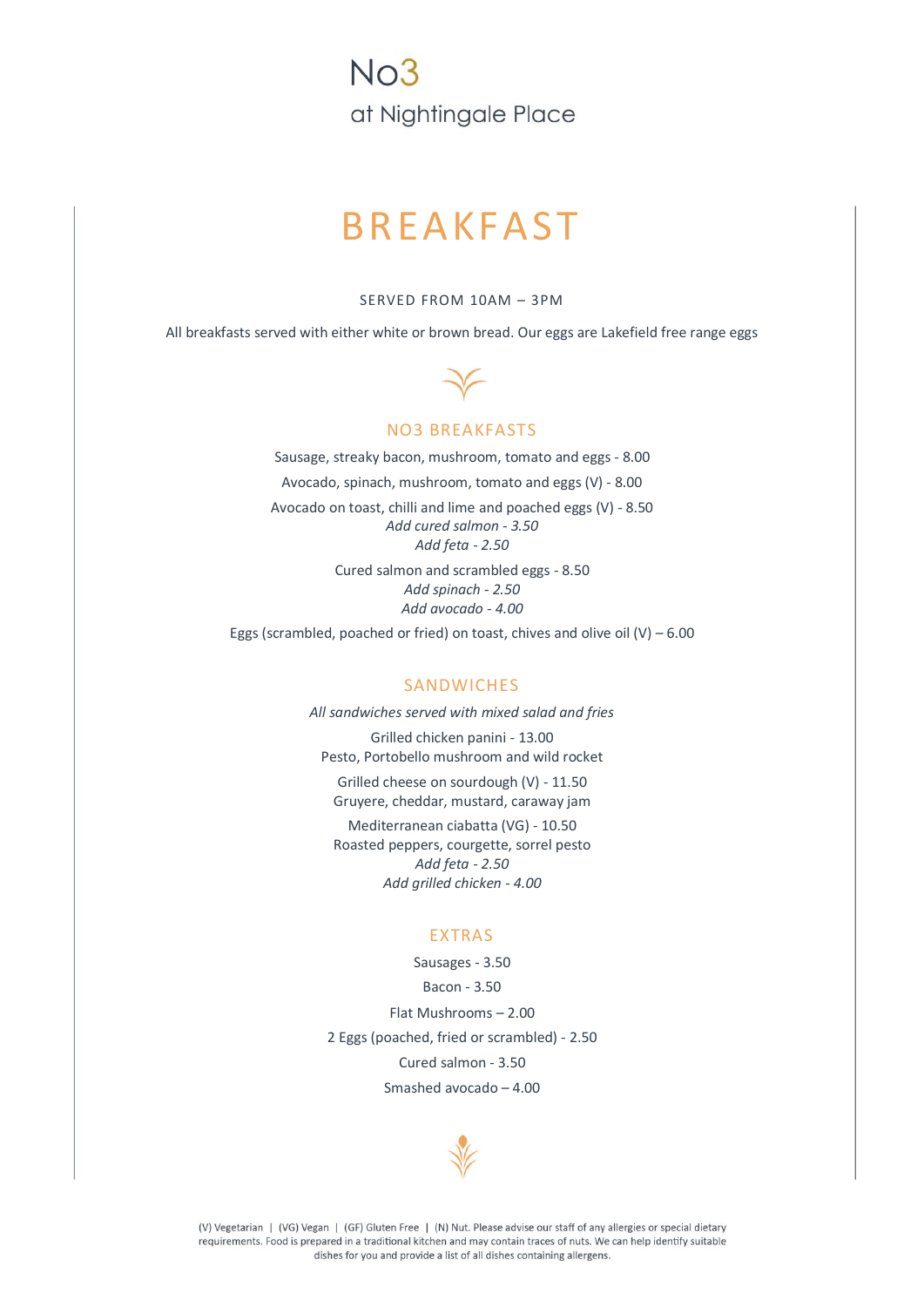# No3

at Nightingale Place

## BREAKFAST

SERVED FROM 10AM – 3PM

All breakfasts served with either white or brown bread. Our eggs are Lakefield free range eggs

### NO3 BREAKFASTS

Sausage, streaky bacon, mushroom, tomato and eggs - 8.00

Avocado, spinach, mushroom, tomato and eggs (V) - 8.00

Avocado on toast, chilli and lime and poached eggs (V) - 8.50
*Add cured salmon - 3.50*
*Add feta - 2.50*

Cured salmon and scrambled eggs - 8.50
*Add spinach - 2.50*
*Add avocado - 4.00*

Eggs (scrambled, poached or fried) on toast, chives and olive oil (V) – 6.00

### SANDWICHES

*All sandwiches served with mixed salad and fries*

Grilled chicken panini - 13.00
Pesto, Portobello mushroom and wild rocket

Grilled cheese on sourdough (V) - 11.50
Gruyere, cheddar, mustard, caraway jam

Mediterranean ciabatta (VG) - 10.50
Roasted peppers, courgette, sorrel pesto
*Add feta - 2.50*
*Add grilled chicken - 4.00*

### EXTRAS

Sausages - 3.50

Bacon - 3.50

Flat Mushrooms – 2.00

2 Eggs (poached, fried or scrambled) - 2.50

Cured salmon - 3.50

Smashed avocado – 4.00

(V) Vegetarian | (VG) Vegan | (GF) Gluten Free | (N) Nut. Please advise our staff of any allergies or special dietary requirements. Food is prepared in a traditional kitchen and may contain traces of nuts. We can help identify suitable dishes for you and provide a list of all dishes containing allergens.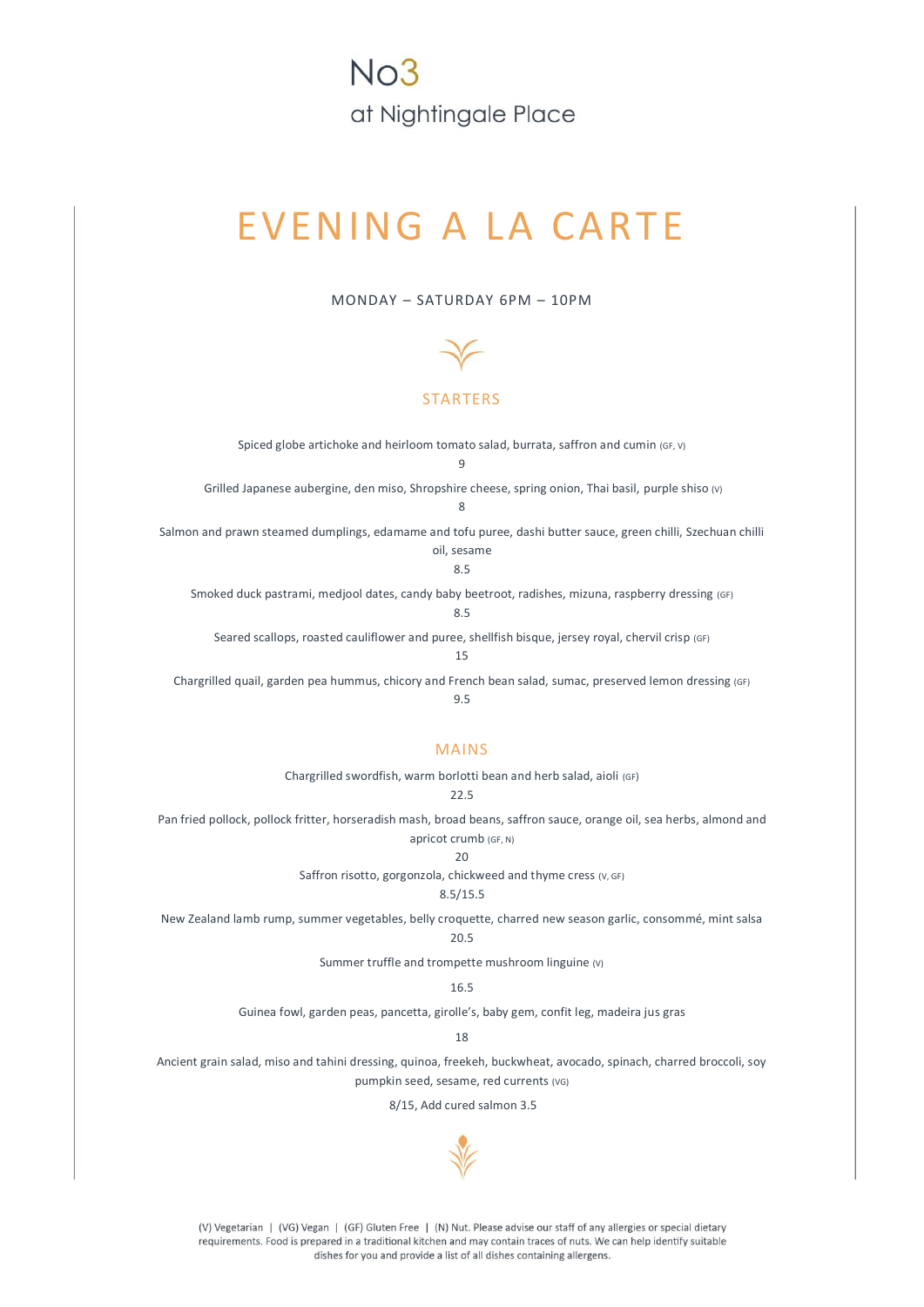# No3 at Nightingale Place

## EVENING A LA CARTE

MONDAY – SATURDAY 6PM – 10PM

### STARTERS

Spiced globe artichoke and heirloom tomato salad, burrata, saffron and cumin (GF, V)
9

Grilled Japanese aubergine, den miso, Shropshire cheese, spring onion, Thai basil, purple shiso (V)
8

Salmon and prawn steamed dumplings, edamame and tofu puree, dashi butter sauce, green chilli, Szechuan chilli oil, sesame
8.5

Smoked duck pastrami, medjool dates, candy baby beetroot, radishes, mizuna, raspberry dressing (GF)
8.5

Seared scallops, roasted cauliflower and puree, shellfish bisque, jersey royal, chervil crisp (GF)
15

Chargrilled quail, garden pea hummus, chicory and French bean salad, sumac, preserved lemon dressing (GF)
9.5

### MAINS

Chargrilled swordfish, warm borlotti bean and herb salad, aioli (GF)
22.5

Pan fried pollock, pollock fritter, horseradish mash, broad beans, saffron sauce, orange oil, sea herbs, almond and apricot crumb (GF, N)
20

Saffron risotto, gorgonzola, chickweed and thyme cress (V, GF)
8.5/15.5

New Zealand lamb rump, summer vegetables, belly croquette, charred new season garlic, consommé, mint salsa
20.5

Summer truffle and trompette mushroom linguine (V)
16.5

Guinea fowl, garden peas, pancetta, girolle's, baby gem, confit leg, madeira jus gras
18

Ancient grain salad, miso and tahini dressing, quinoa, freekeh, buckwheat, avocado, spinach, charred broccoli, soy pumpkin seed, sesame, red currents (VG)
8/15, Add cured salmon 3.5

(V) Vegetarian | (VG) Vegan | (GF) Gluten Free | (N) Nut. Please advise our staff of any allergies or special dietary requirements. Food is prepared in a traditional kitchen and may contain traces of nuts. We can help identify suitable dishes for you and provide a list of all dishes containing allergens.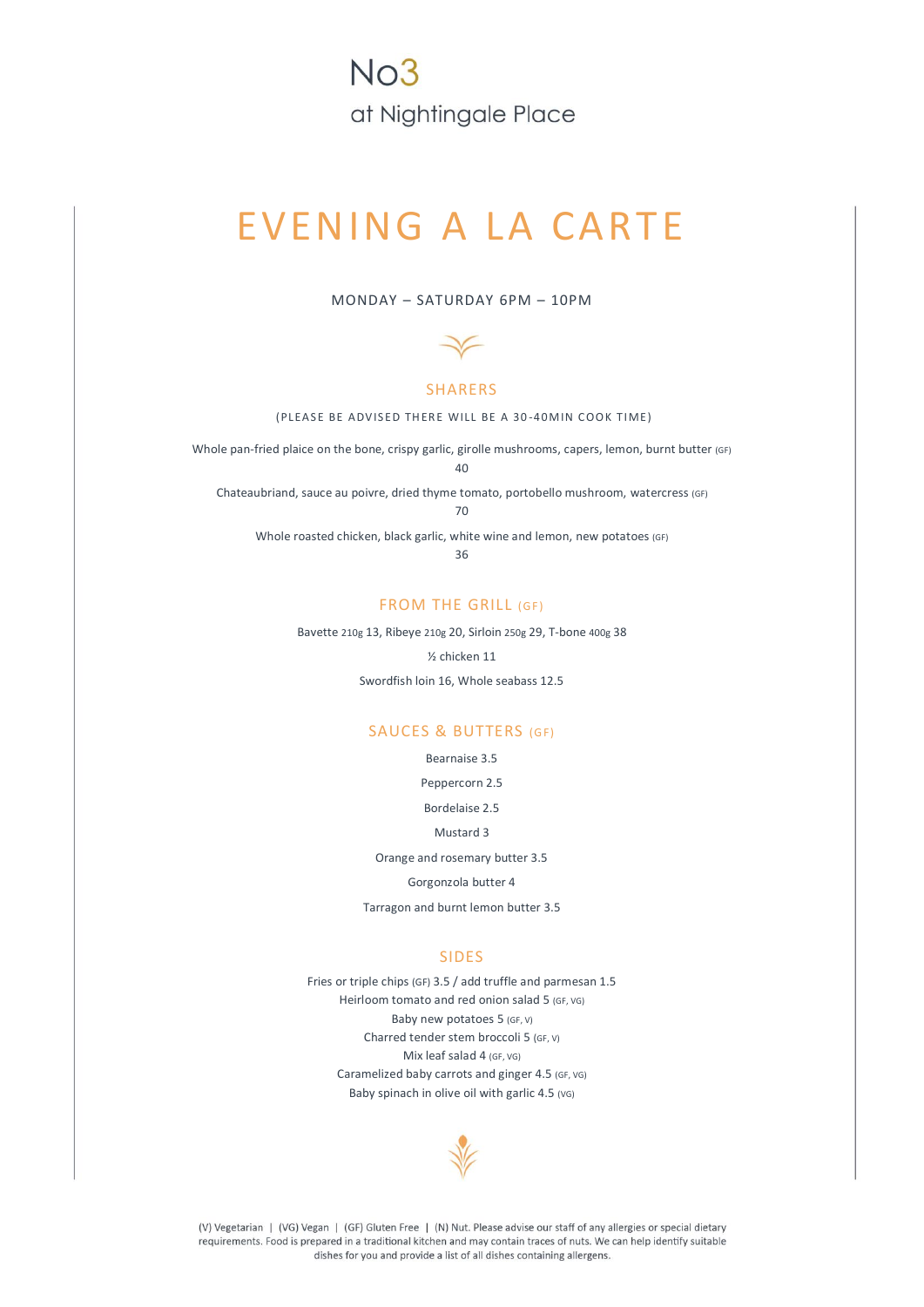# No3
## at Nightingale Place

# EVENING A LA CARTE

MONDAY – SATURDAY 6PM – 10PM

## SHARERS

(PLEASE BE ADVISED THERE WILL BE A 30-40MIN COOK TIME)

Whole pan-fried plaice on the bone, crispy garlic, girolle mushrooms, capers, lemon, burnt butter (GF)
40

Chateaubriand, sauce au poivre, dried thyme tomato, portobello mushroom, watercress (GF)
70

Whole roasted chicken, black garlic, white wine and lemon, new potatoes (GF)
36

## FROM THE GRILL (GF)

Bavette 210g 13, Ribeye 210g 20, Sirloin 250g 29, T-bone 400g 38

½ chicken 11

Swordfish loin 16, Whole seabass 12.5

## SAUCES & BUTTERS (GF)

Bearnaise 3.5

Peppercorn 2.5

Bordelaise 2.5

Mustard 3

Orange and rosemary butter 3.5

Gorgonzola butter 4

Tarragon and burnt lemon butter 3.5

## SIDES

Fries or triple chips (GF) 3.5 / add truffle and parmesan 1.5

Heirloom tomato and red onion salad 5 (GF, VG)

Baby new potatoes 5 (GF, V)

Charred tender stem broccoli 5 (GF, V)

Mix leaf salad 4 (GF, VG)

Caramelized baby carrots and ginger 4.5 (GF, VG)

Baby spinach in olive oil with garlic 4.5 (VG)

(V) Vegetarian | (VG) Vegan | (GF) Gluten Free | (N) Nut. Please advise our staff of any allergies or special dietary requirements. Food is prepared in a traditional kitchen and may contain traces of nuts. We can help identify suitable dishes for you and provide a list of all dishes containing allergens.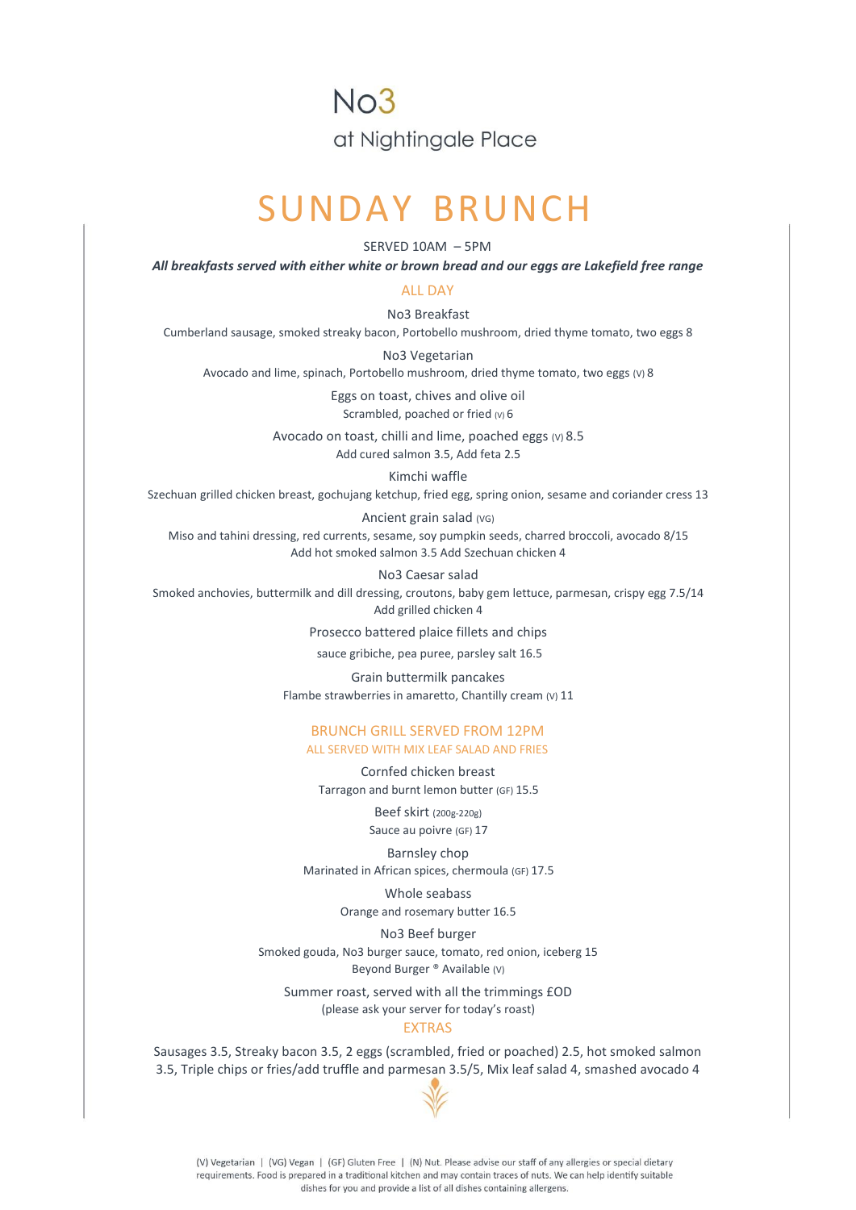# No3

at Nightingale Place

# SUNDAY BRUNCH

SERVED 10AM – 5PM

***All breakfasts served with either white or brown bread and our eggs are Lakefield free range***

## ALL DAY

No3 Breakfast
Cumberland sausage, smoked streaky bacon, Portobello mushroom, dried thyme tomato, two eggs 8

No3 Vegetarian
Avocado and lime, spinach, Portobello mushroom, dried thyme tomato, two eggs (V) 8

Eggs on toast, chives and olive oil
Scrambled, poached or fried (V) 6

Avocado on toast, chilli and lime, poached eggs (V) 8.5
Add cured salmon 3.5, Add feta 2.5

Kimchi waffle
Szechuan grilled chicken breast, gochujang ketchup, fried egg, spring onion, sesame and coriander cress 13

Ancient grain salad (VG)
Miso and tahini dressing, red currents, sesame, soy pumpkin seeds, charred broccoli, avocado 8/15
Add hot smoked salmon 3.5 Add Szechuan chicken 4

No3 Caesar salad
Smoked anchovies, buttermilk and dill dressing, croutons, baby gem lettuce, parmesan, crispy egg 7.5/14
Add grilled chicken 4

Prosecco battered plaice fillets and chips
sauce gribiche, pea puree, parsley salt 16.5

Grain buttermilk pancakes
Flambe strawberries in amaretto, Chantilly cream (V) 11

## BRUNCH GRILL SERVED FROM 12PM

ALL SERVED WITH MIX LEAF SALAD AND FRIES

Cornfed chicken breast
Tarragon and burnt lemon butter (GF) 15.5

Beef skirt (200g-220g)
Sauce au poivre (GF) 17

Barnsley chop
Marinated in African spices, chermoula (GF) 17.5

Whole seabass
Orange and rosemary butter 16.5

No3 Beef burger
Smoked gouda, No3 burger sauce, tomato, red onion, iceberg 15
Beyond Burger ® Available (V)

Summer roast, served with all the trimmings £OD
(please ask your server for today's roast)

## EXTRAS

Sausages 3.5, Streaky bacon 3.5, 2 eggs (scrambled, fried or poached) 2.5, hot smoked salmon 3.5, Triple chips or fries/add truffle and parmesan 3.5/5, Mix leaf salad 4, smashed avocado 4

(V) Vegetarian | (VG) Vegan | (GF) Gluten Free | (N) Nut. Please advise our staff of any allergies or special dietary requirements. Food is prepared in a traditional kitchen and may contain traces of nuts. We can help identify suitable dishes for you and provide a list of all dishes containing allergens.